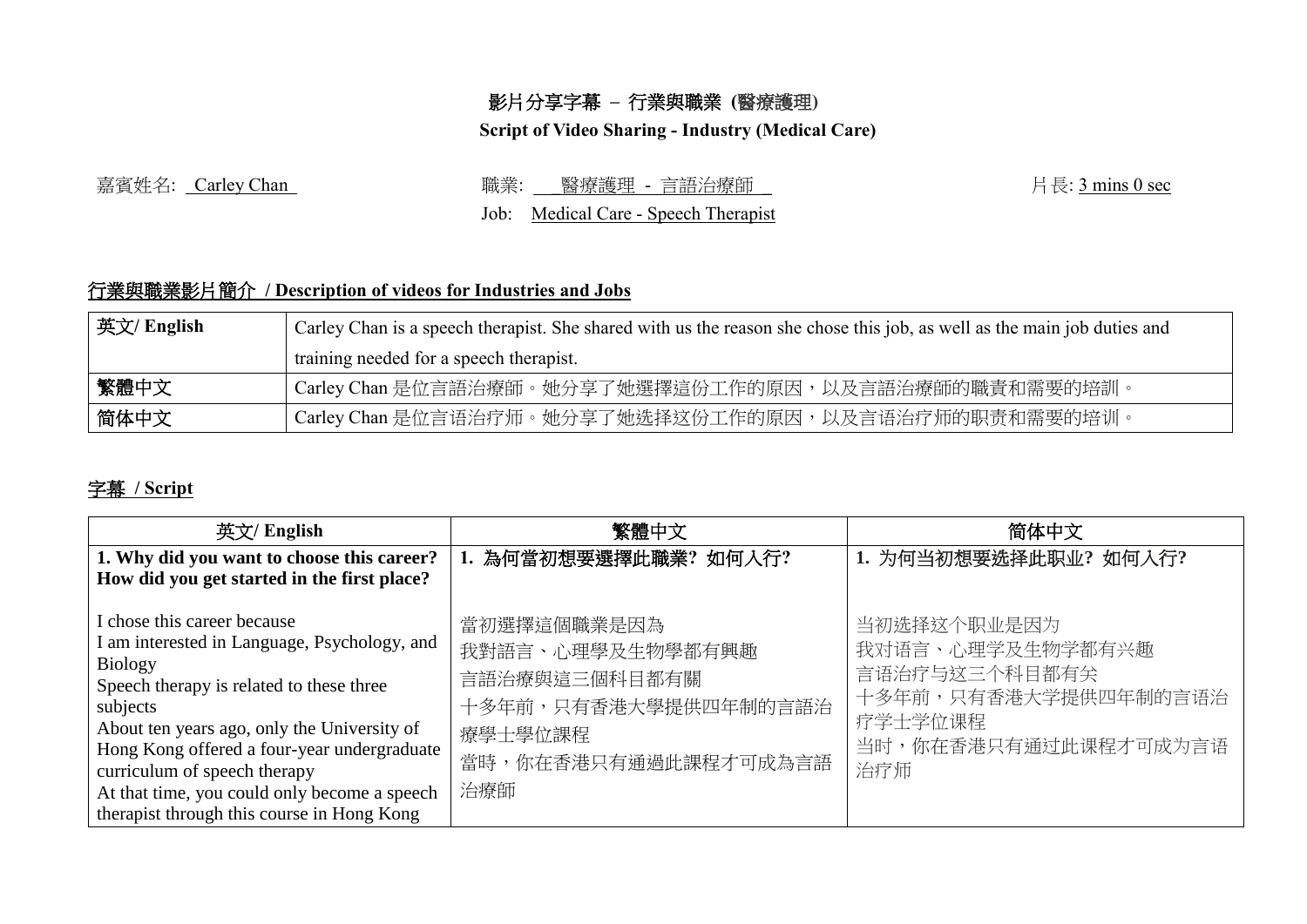# 影片分享字幕 – 行業與職業 (醫療護理)

**Script of Video Sharing - Industry (Medical Care)**

嘉賓姓名: Carley Chan

職業: 醫療護理 - 言語治療師

Job: Medical Care - Speech Therapist

片長: 3 mins 0 sec

## 行業與職業影片簡介 / Description of videos for Industries and Jobs

| | |
|---|---|
| **英文/ English** | Carley Chan is a speech therapist. She shared with us the reason she chose this job, as well as the main job duties and training needed for a speech therapist. |
| **繁體中文** | Carley Chan 是位言語治療師。她分享了她選擇這份工作的原因，以及言語治療師的職責和需要的培訓。 |
| **简体中文** | Carley Chan 是位言语治疗师。她分享了她选择这份工作的原因，以及言语治疗师的职责和需要的培训。 |

## 字幕 / Script

| 英文/ English | 繁體中文 | 简体中文 |
|---|---|---|
| **1. Why did you want to choose this career? How did you get started in the first place?**<br><br>I chose this career because<br>I am interested in Language, Psychology, and Biology<br>Speech therapy is related to these three subjects<br>About ten years ago, only the University of Hong Kong offered a four-year undergraduate curriculum of speech therapy<br>At that time, you could only become a speech therapist through this course in Hong Kong | **1. 為何當初想要選擇此職業? 如何入行?**<br><br>當初選擇這個職業是因為<br>我對語言、心理學及生物學都有興趣<br>言語治療與這三個科目都有關<br>十多年前，只有香港大學提供四年制的言語治療學士學位課程<br>當時，你在香港只有通過此課程才可成為言語治療師 | **1. 为何当初想要选择此职业? 如何入行?**<br><br>当初选择这个职业是因为<br>我对语言、心理学及生物学都有兴趣<br>言语治疗与这三个科目都有关<br>十多年前，只有香港大学提供四年制的言语治疗学士学位课程<br>当时，你在香港只有通过此课程才可成为言语治疗师 |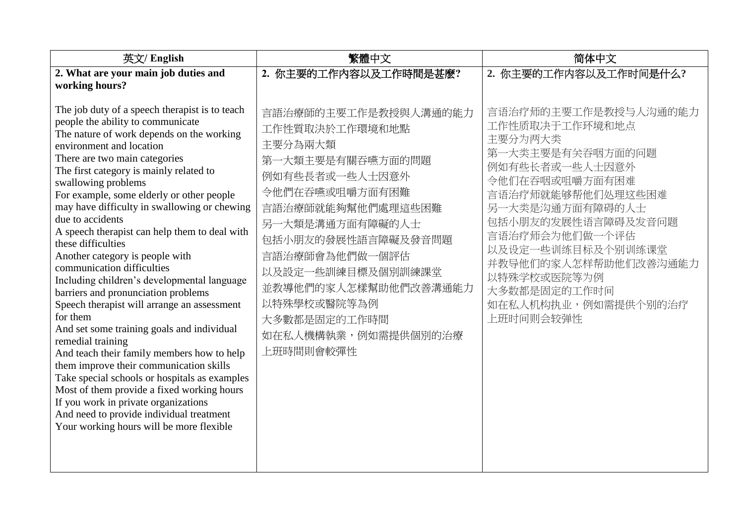| 英文/ English | 繁體中文 | 简体中文 |
|---|---|---|
| **2. What are your main job duties and working hours?**<br><br>The job duty of a speech therapist is to teach people the ability to communicate<br>The nature of work depends on the working environment and location<br>There are two main categories<br>The first category is mainly related to swallowing problems<br>For example, some elderly or other people may have difficulty in swallowing or chewing due to accidents<br>A speech therapist can help them to deal with these difficulties<br>Another category is people with communication difficulties<br>Including children's developmental language barriers and pronunciation problems<br>Speech therapist will arrange an assessment for them<br>And set some training goals and individual remedial training<br>And teach their family members how to help them improve their communication skills<br>Take special schools or hospitals as examples<br>Most of them provide a fixed working hours<br>If you work in private organizations<br>And need to provide individual treatment<br>Your working hours will be more flexible | **2. 你主要的工作內容以及工作時間是甚麼?**<br><br>言語治療師的主要工作是教授與人溝通的能力<br>工作性質取決於工作環境和地點<br>主要分為兩大類<br>第一大類主要是有關吞嚥方面的問題<br>例如有些長者或一些人士因意外<br>令他們在吞嚥或咀嚼方面有困難<br>言語治療師就能夠幫他們處理這些困難<br>另一大類是溝通方面有障礙的人士<br>包括小朋友的發展性語言障礙及發音問題<br>言語治療師會為他們做一個評估<br>以及設定一些訓練目標及個別訓練課堂<br>並教導他們的家人怎樣幫助他們改善溝通能力<br>以特殊學校或醫院等為例<br>大多數都是固定的工作時間<br>如在私人機構執業，例如需提供個別的治療<br>上班時間則會較彈性 | **2. 你主要的工作内容以及工作时间是什么?**<br><br>言语治疗师的主要工作是教授与人沟通的能力<br>工作性质取决于工作环境和地点<br>主要分为两大类<br>第一大类主要是有关吞咽方面的问题<br>例如有些长者或一些人士因意外<br>令他们在吞咽或咀嚼方面有困难<br>言语治疗师就能够帮他们处理这些困难<br>另一大类是沟通方面有障碍的人士<br>包括小朋友的发展性语言障碍及发音问题<br>言语治疗师会为他们做一个评估<br>以及设定一些训练目标及个别训练课堂<br>并教导他们的家人怎样帮助他们改善沟通能力<br>以特殊学校或医院等为例<br>大多数都是固定的工作时间<br>如在私人机构执业，例如需提供个别的治疗<br>上班时间则会较弹性 |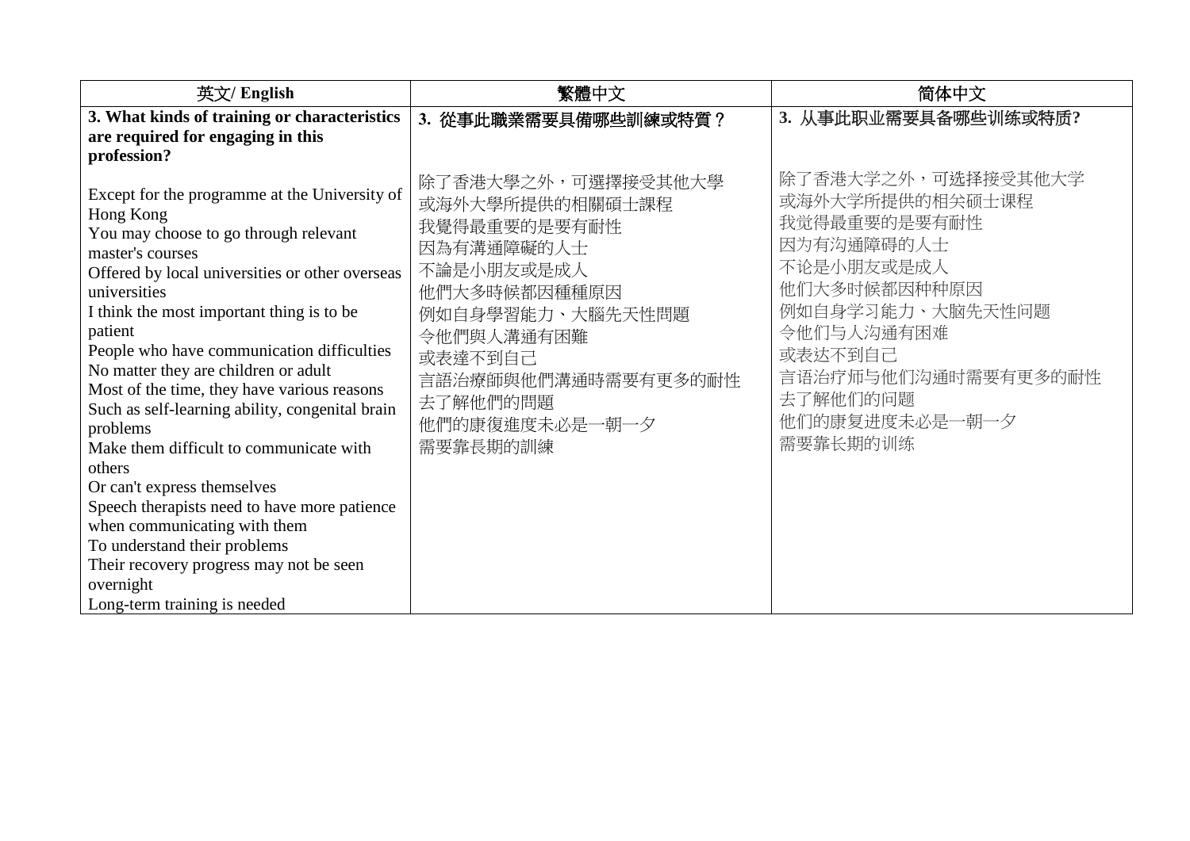| 英文/ English | 繁體中文 | 简体中文 |
| --- | --- | --- |
| **3. What kinds of training or characteristics are required for engaging in this profession?**<br><br>Except for the programme at the University of Hong Kong<br>You may choose to go through relevant master's courses<br>Offered by local universities or other overseas universities<br>I think the most important thing is to be patient<br>People who have communication difficulties<br>No matter they are children or adult<br>Most of the time, they have various reasons<br>Such as self-learning ability, congenital brain problems<br>Make them difficult to communicate with others<br>Or can't express themselves<br>Speech therapists need to have more patience when communicating with them<br>To understand their problems<br>Their recovery progress may not be seen overnight<br>Long-term training is needed | **3. 從事此職業需要具備哪些訓練或特質？**<br><br>除了香港大學之外，可選擇接受其他大學<br>或海外大學所提供的相關碩士課程<br>我覺得最重要的是要有耐性<br>因為有溝通障礙的人士<br>不論是小朋友或是成人<br>他們大多時候都因種種原因<br>例如自身學習能力、大腦先天性問題<br>令他們與人溝通有困難<br>或表達不到自己<br>言語治療師與他們溝通時需要有更多的耐性<br>去了解他們的問題<br>他們的康復進度未必是一朝一夕<br>需要靠長期的訓練 | **3. 从事此职业需要具备哪些训练或特质?**<br><br>除了香港大学之外，可选择接受其他大学<br>或海外大学所提供的相关硕士课程<br>我觉得最重要的是要有耐性<br>因为有沟通障碍的人士<br>不论是小朋友或是成人<br>他们大多时候都因种种原因<br>例如自身学习能力、大脑先天性问题<br>令他们与人沟通有困难<br>或表达不到自己<br>言语治疗师与他们沟通时需要有更多的耐性<br>去了解他们的问题<br>他们的康复进度未必是一朝一夕<br>需要靠长期的训练 |